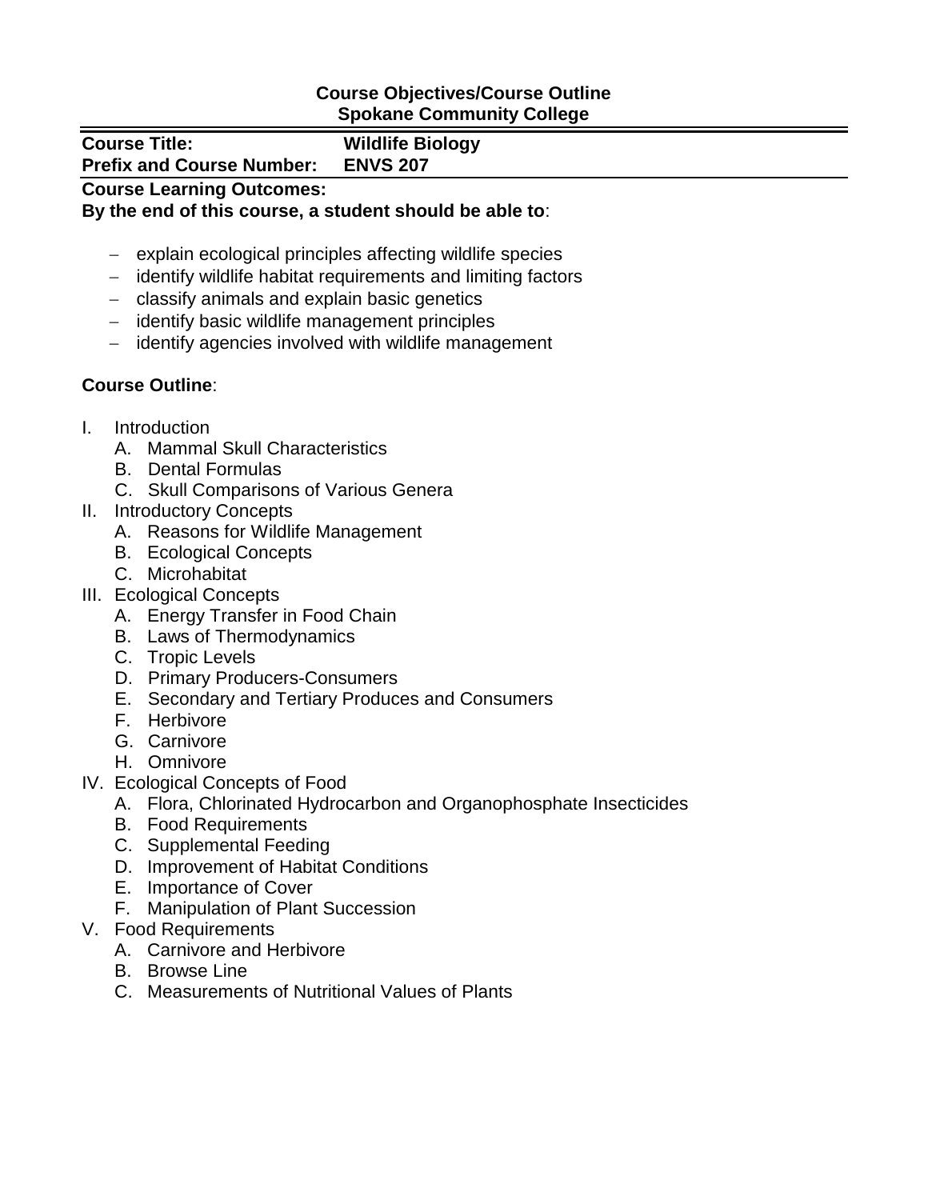**Course Objectives/Course Outline**
**Spokane Community College**

| **Course Title:** | **Wildlife Biology** |
| --- | --- |
| **Prefix and Course Number:** | **ENVS 207** |

**Course Learning Outcomes:**
**By the end of this course, a student should be able to**:

- explain ecological principles affecting wildlife species
- identify wildlife habitat requirements and limiting factors
- classify animals and explain basic genetics
- identify basic wildlife management principles
- identify agencies involved with wildlife management

**Course Outline**:

I. Introduction
   A. Mammal Skull Characteristics
   B. Dental Formulas
   C. Skull Comparisons of Various Genera

II. Introductory Concepts
   A. Reasons for Wildlife Management
   B. Ecological Concepts
   C. Microhabitat

III. Ecological Concepts
   A. Energy Transfer in Food Chain
   B. Laws of Thermodynamics
   C. Tropic Levels
   D. Primary Producers-Consumers
   E. Secondary and Tertiary Produces and Consumers
   F. Herbivore
   G. Carnivore
   H. Omnivore

IV. Ecological Concepts of Food
   A. Flora, Chlorinated Hydrocarbon and Organophosphate Insecticides
   B. Food Requirements
   C. Supplemental Feeding
   D. Improvement of Habitat Conditions
   E. Importance of Cover
   F. Manipulation of Plant Succession

V. Food Requirements
   A. Carnivore and Herbivore
   B. Browse Line
   C. Measurements of Nutritional Values of Plants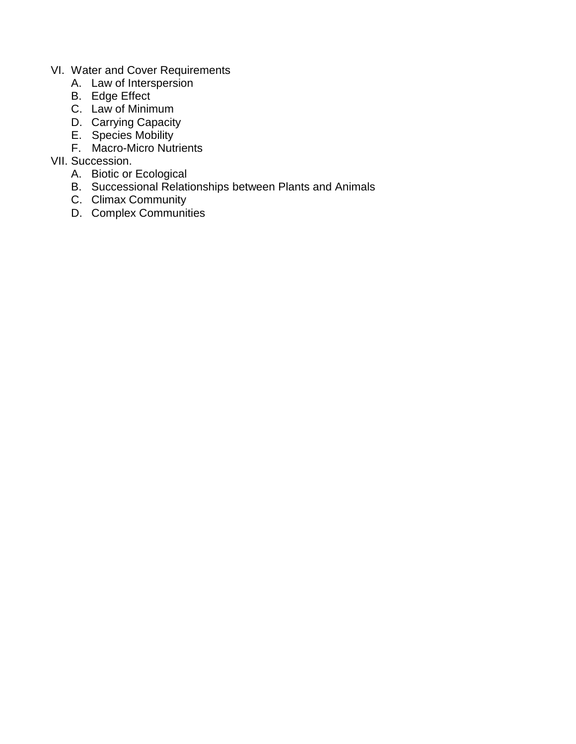VI. Water and Cover Requirements
   A. Law of Interspersion
   B. Edge Effect
   C. Law of Minimum
   D. Carrying Capacity
   E. Species Mobility
   F. Macro-Micro Nutrients

VII. Succession.
   A. Biotic or Ecological
   B. Successional Relationships between Plants and Animals
   C. Climax Community
   D. Complex Communities